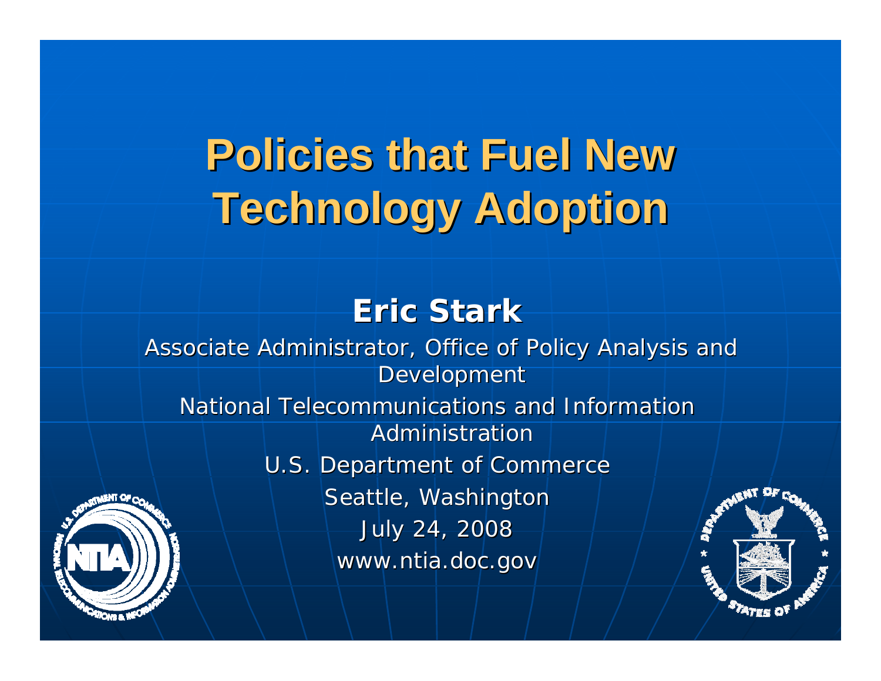# Policies that Fuel New Technology Adoption

**Eric Stark**

Associate Administrator, Office of Policy Analysis and Development

National Telecommunications and Information Administration

U.S. Department of Commerce

Seattle, Washington

July 24, 2008

www.ntia.doc.gov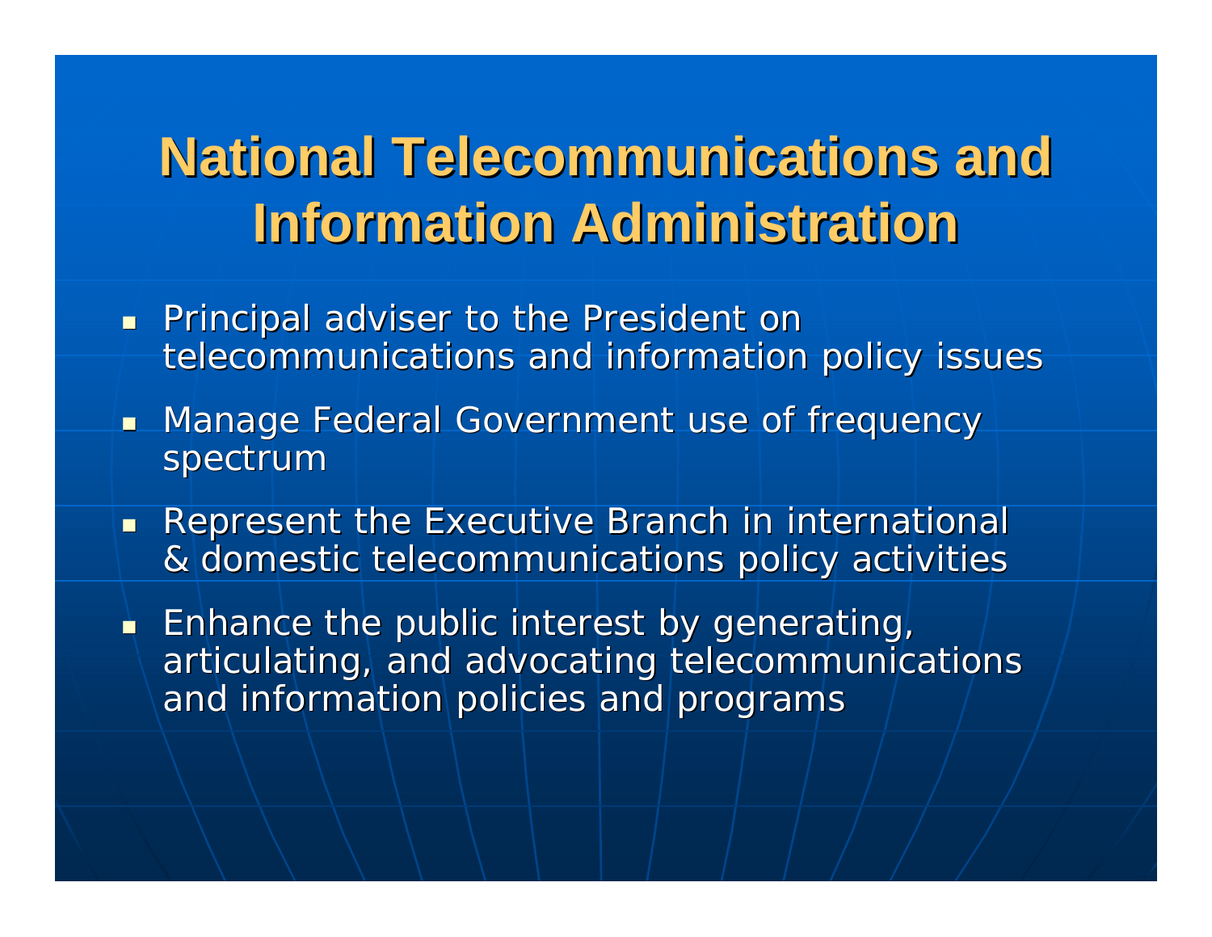# National Telecommunications and Information Administration

- Principal adviser to the President on telecommunications and information policy issues
- Manage Federal Government use of frequency spectrum
- Represent the Executive Branch in international & domestic telecommunications policy activities
- Enhance the public interest by generating, articulating, and advocating telecommunications and information policies and programs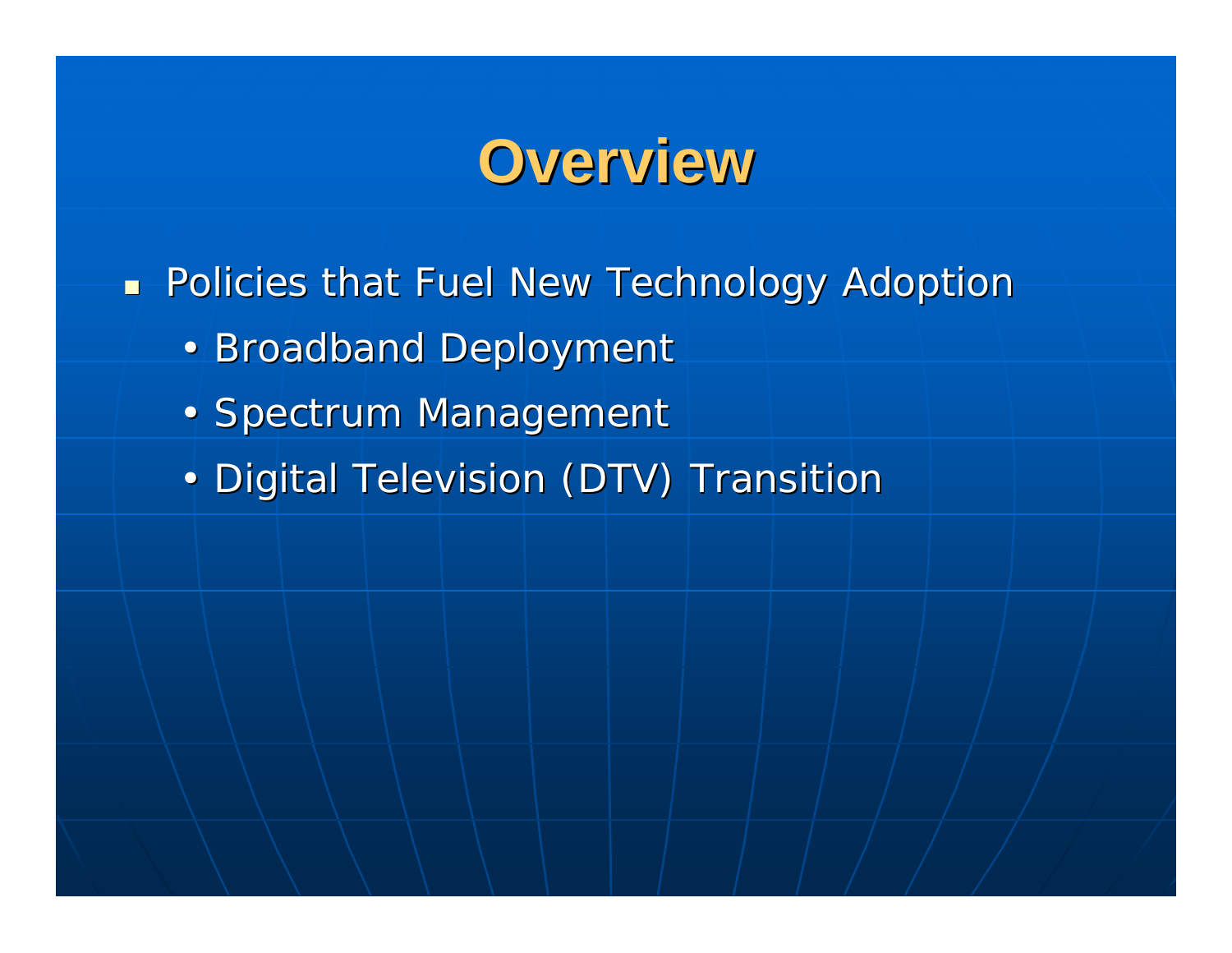# Overview

- Policies that Fuel New Technology Adoption
  - Broadband Deployment
  - Spectrum Management
  - Digital Television (DTV) Transition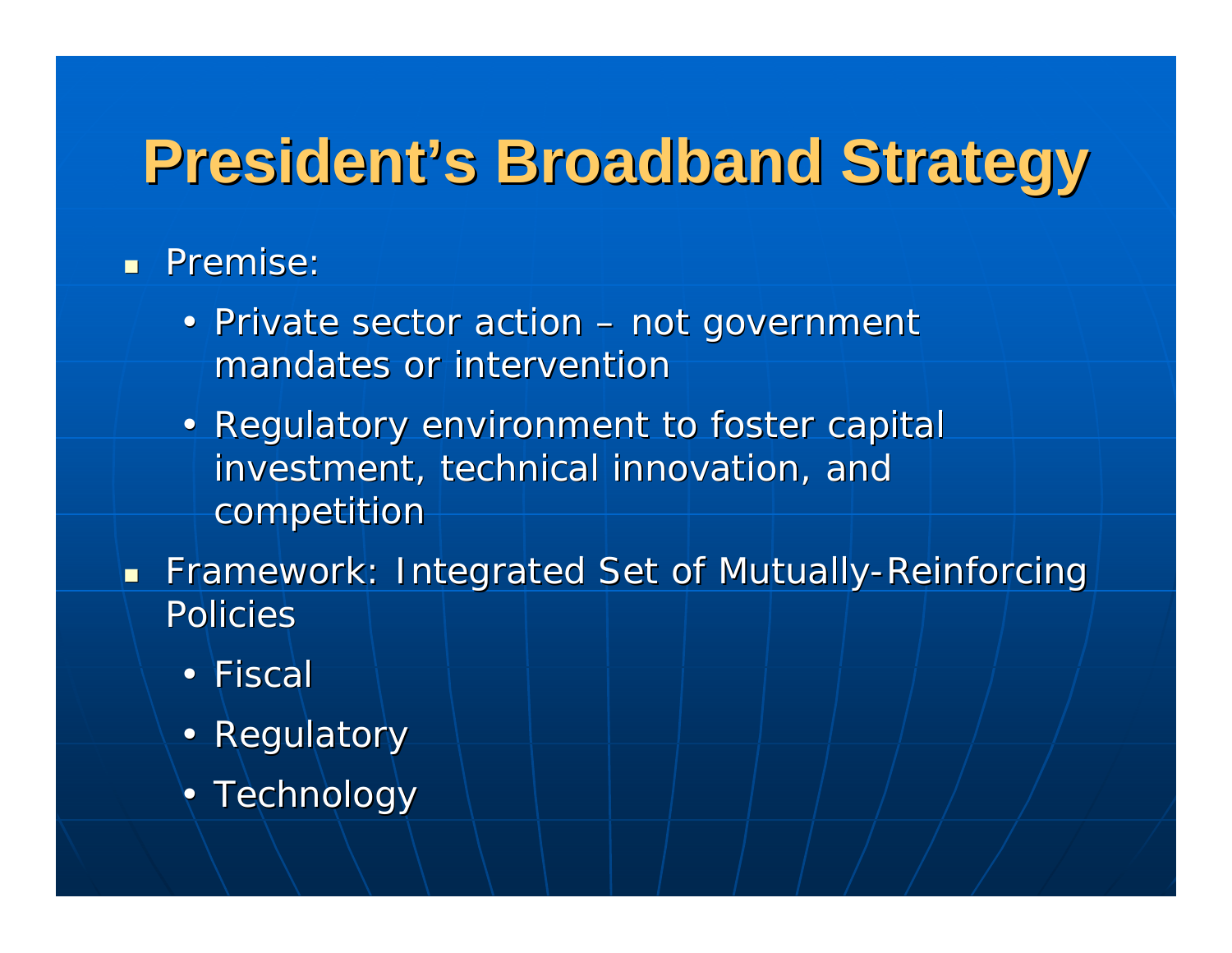# President's Broadband Strategy

- Premise:
  - Private sector action – not government mandates or intervention
  - Regulatory environment to foster capital investment, technical innovation, and competition
- Framework: Integrated Set of Mutually-Reinforcing Policies
  - Fiscal
  - Regulatory
  - Technology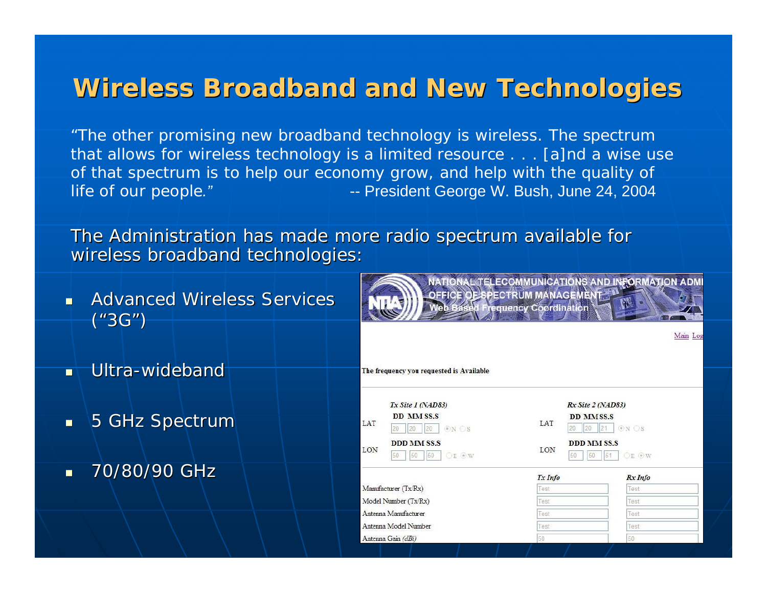# Wireless Broadband and New Technologies

"The other promising new broadband technology is wireless. The spectrum that allows for wireless technology is a limited resource . . . [a]nd a wise use of that spectrum is to help our economy grow, and help with the quality of life of our people." -- President George W. Bush, June 24, 2004

The Administration has made more radio spectrum available for wireless broadband technologies:

- Advanced Wireless Services ("3G")
- Ultra-wideband
- 5 GHz Spectrum
- 70/80/90 GHz

NATIONAL TELECOMMUNICATIONS AND INFORMATION ADMI
OFFICE OF SPECTRUM MANAGEMENT
Web Based Frequency Coordination

Main Log

The frequency you requested is Available

| | *Tx Site 1 (NAD83)* | | *Rx Site 2 (NAD83)* |
|---|---|---|---|
| | DD MM SS.S | | DD MM SS.S |
| LAT | 20 20 20 ⦿N ○S | LAT | 20 20 21 ⦿N ○S |
| | DDD MM SS.S | | DDD MM SS.S |
| LON | 50 50 50 ○E ⦿W | LON | 50 50 51 ○E ⦿W |

| | *Tx Info* | *Rx Info* |
|---|---|---|
| Manufacturer (Tx/Rx) | Test | Test |
| Model Number (Tx/Rx) | Test | Test |
| Antenna Manufacturer | Test | Test |
| Antenna Model Number | Test | Test |
| Antenna Gain *(dBi)* | 50 | 50 |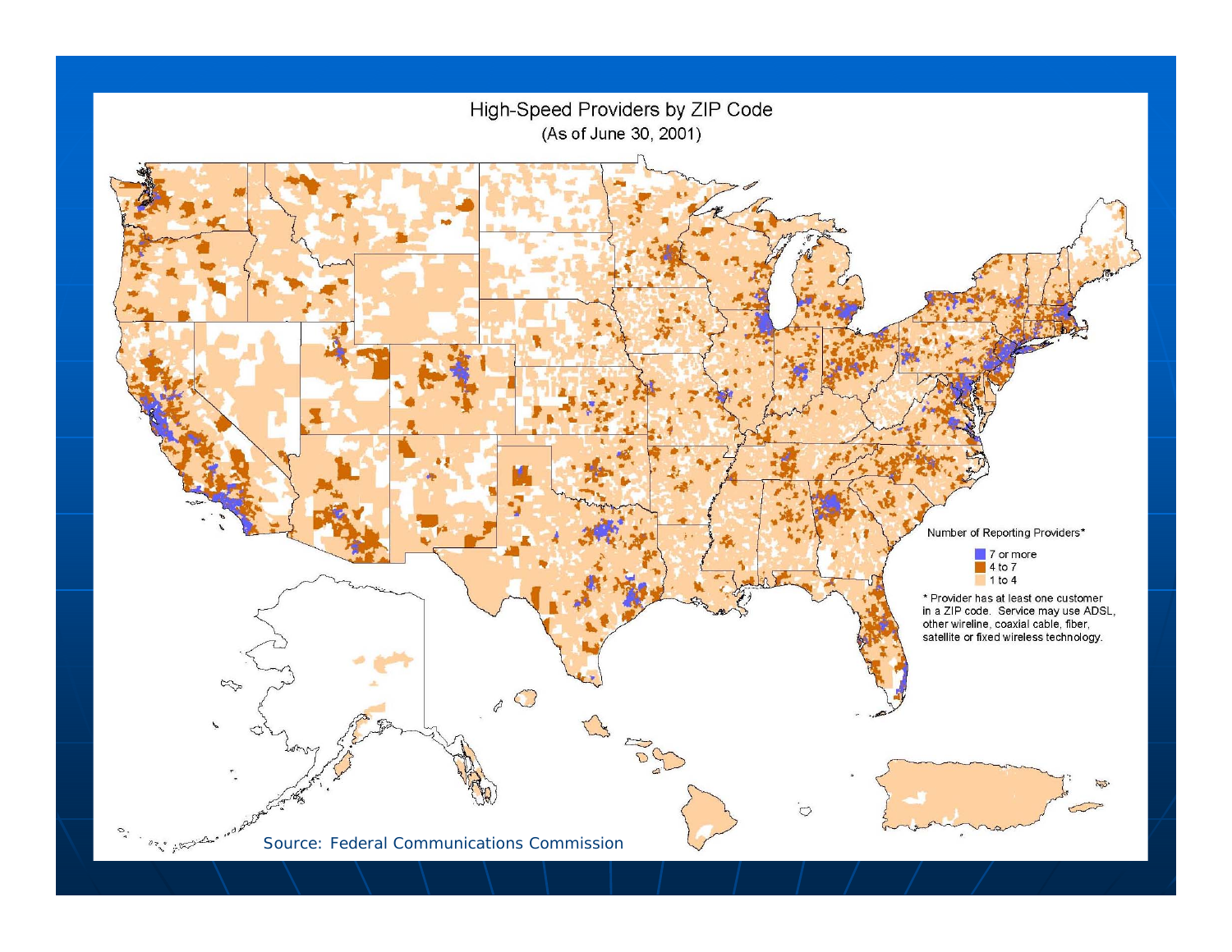# High-Speed Providers by ZIP Code

(As of June 30, 2001)

Number of Reporting Providers*

- 7 or more
- 4 to 7
- 1 to 4

* Provider has at least one customer in a ZIP code. Service may use ADSL, other wireline, coaxial cable, fiber, satellite or fixed wireless technology.

Source: Federal Communications Commission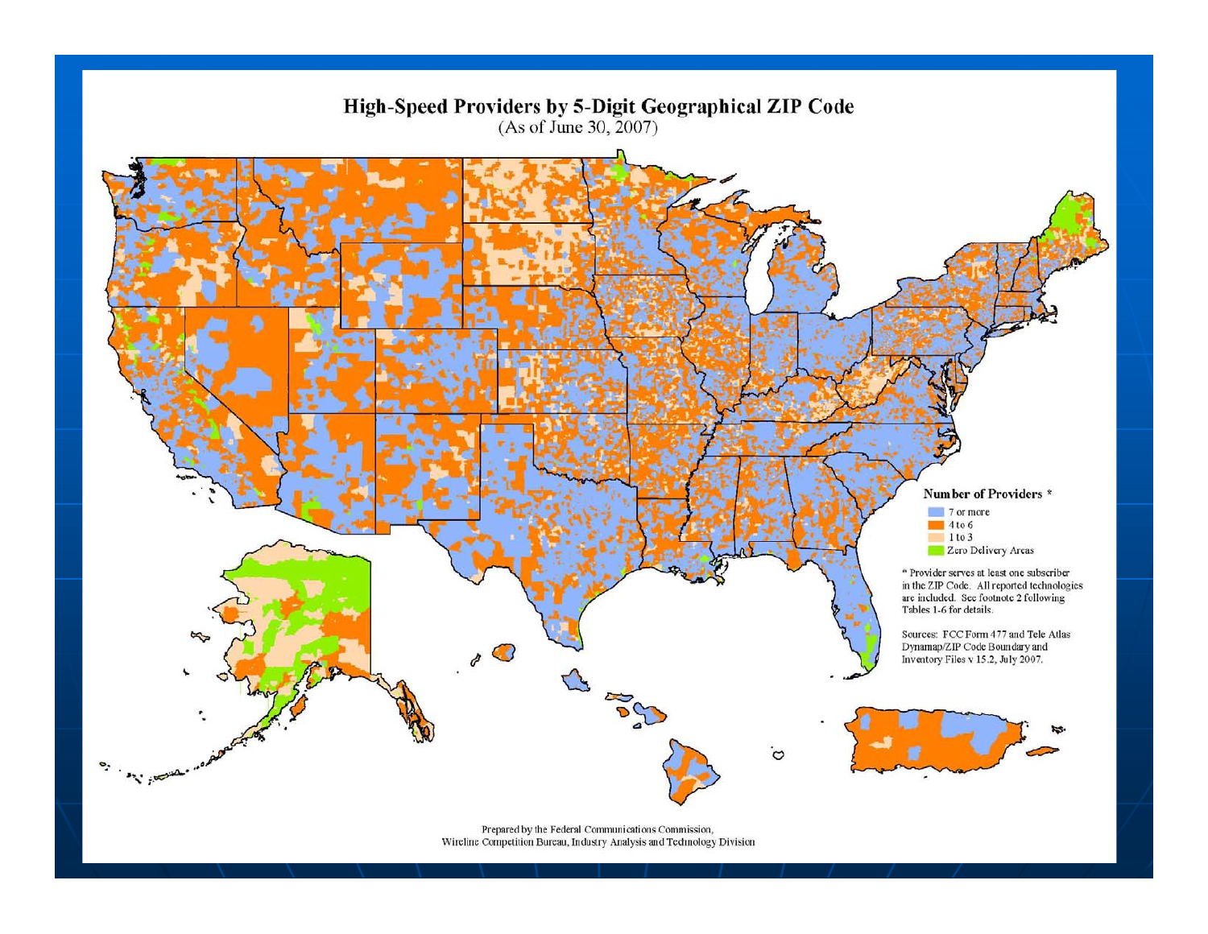# High-Speed Providers by 5-Digit Geographical ZIP Code

(As of June 30, 2007)

**Number of Providers ***

- 7 or more
- 4 to 6
- 1 to 3
- Zero Delivery Areas

* Provider serves at least one subscriber in the ZIP Code. All reported technologies are included. See footnote 2 following Tables 1-6 for details.

Sources: FCC Form 477 and Tele Atlas Dynamap/ZIP Code Boundary and Inventory Files v 15.2, July 2007.

Prepared by the Federal Communications Commission, Wireline Competition Bureau, Industry Analysis and Technology Division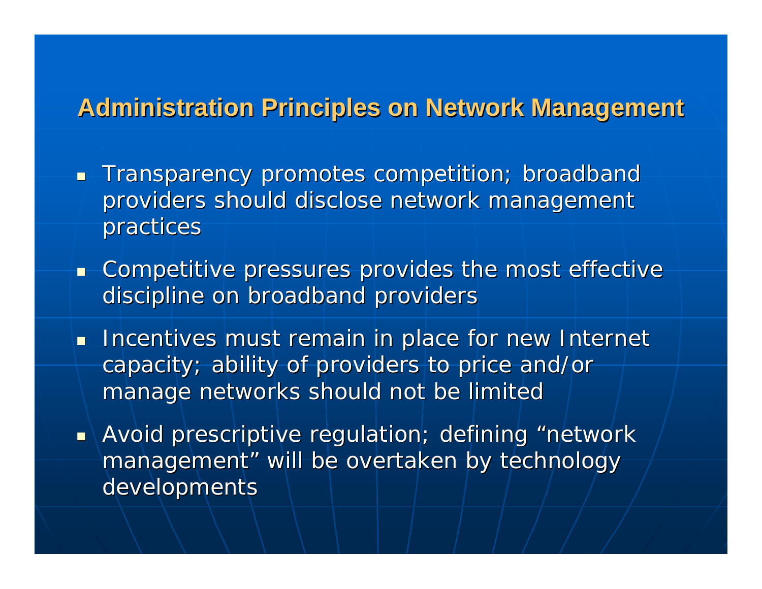## Administration Principles on Network Management

- Transparency promotes competition; broadband providers should disclose network management practices
- Competitive pressures provides the most effective discipline on broadband providers
- Incentives must remain in place for new Internet capacity; ability of providers to price and/or manage networks should not be limited
- Avoid prescriptive regulation; defining “network management” will be overtaken by technology developments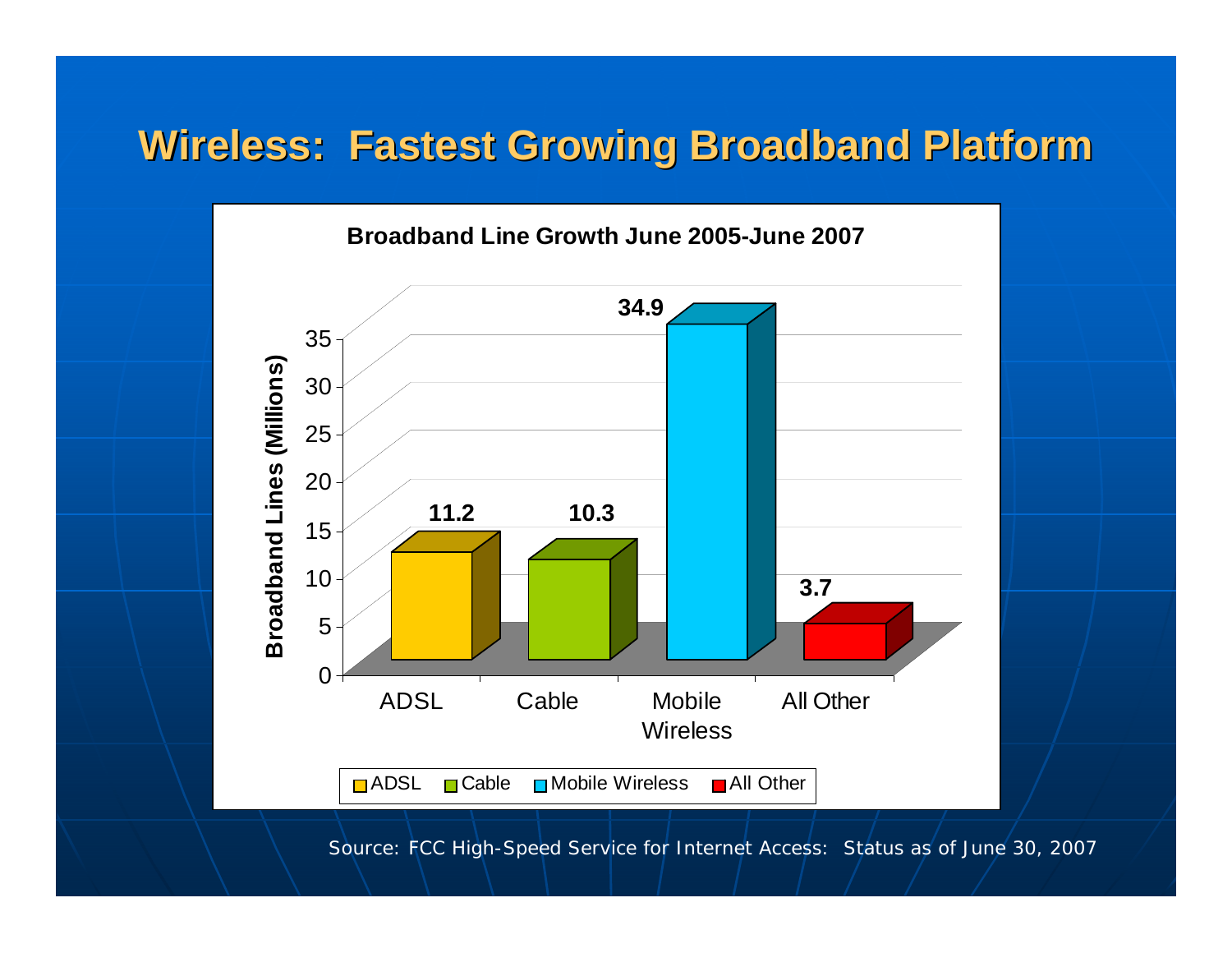# Wireless: Fastest Growing Broadband Platform

**Broadband Line Growth June 2005-June 2007**

| Platform | Broadband Lines (Millions) |
| --- | --- |
| ADSL | 11.2 |
| Cable | 10.3 |
| Mobile Wireless | 34.9 |
| All Other | 3.7 |

Source: FCC High-Speed Service for Internet Access: Status as of June 30, 2007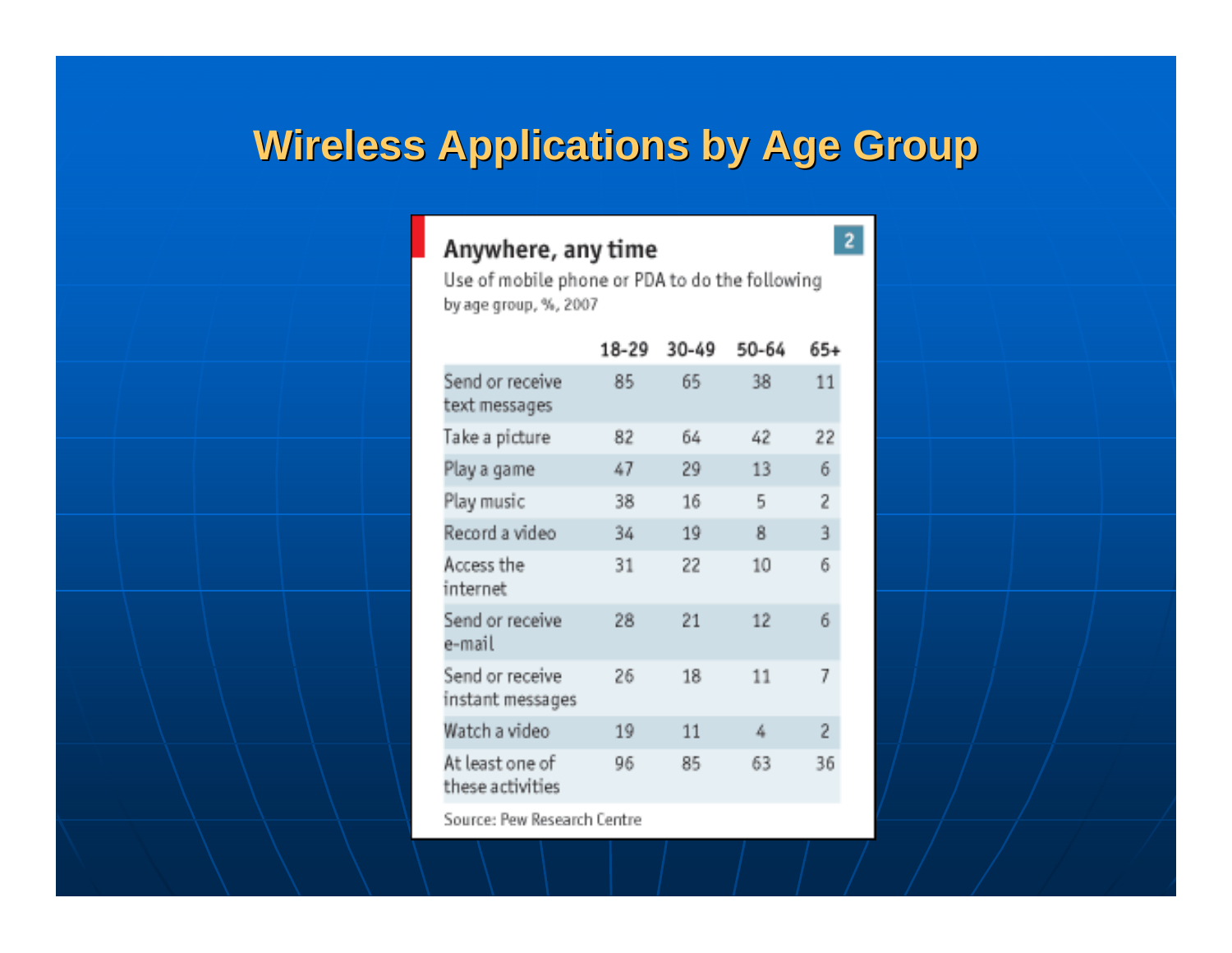# Wireless Applications by Age Group

## Anywhere, any time

Use of mobile phone or PDA to do the following by age group, %, 2007

2

| | 18-29 | 30-49 | 50-64 | 65+ |
|---|---|---|---|---|
| Send or receive text messages | 85 | 65 | 38 | 11 |
| Take a picture | 82 | 64 | 42 | 22 |
| Play a game | 47 | 29 | 13 | 6 |
| Play music | 38 | 16 | 5 | 2 |
| Record a video | 34 | 19 | 8 | 3 |
| Access the internet | 31 | 22 | 10 | 6 |
| Send or receive e-mail | 28 | 21 | 12 | 6 |
| Send or receive instant messages | 26 | 18 | 11 | 7 |
| Watch a video | 19 | 11 | 4 | 2 |
| At least one of these activities | 96 | 85 | 63 | 36 |

Source: Pew Research Centre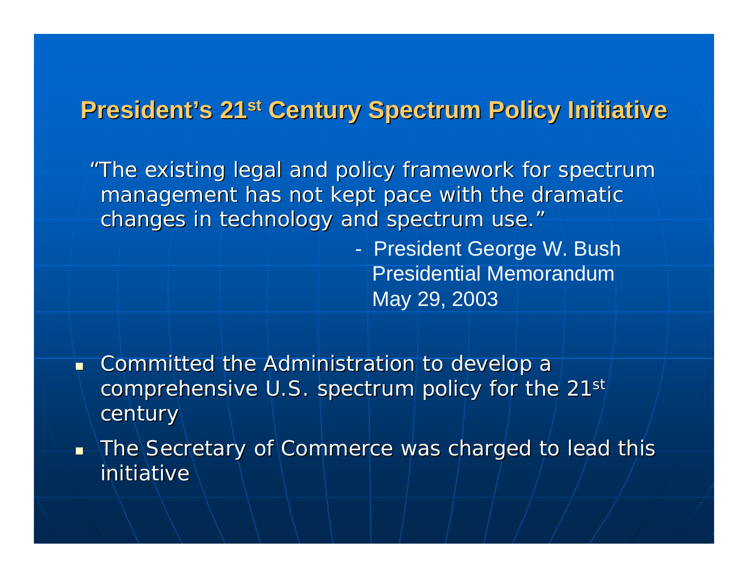## President's 21st Century Spectrum Policy Initiative

"The existing legal and policy framework for spectrum management has not kept pace with the dramatic changes in technology and spectrum use."

- President George W. Bush
Presidential Memorandum
May 29, 2003

- Committed the Administration to develop a comprehensive U.S. spectrum policy for the 21st century
- The Secretary of Commerce was charged to lead this initiative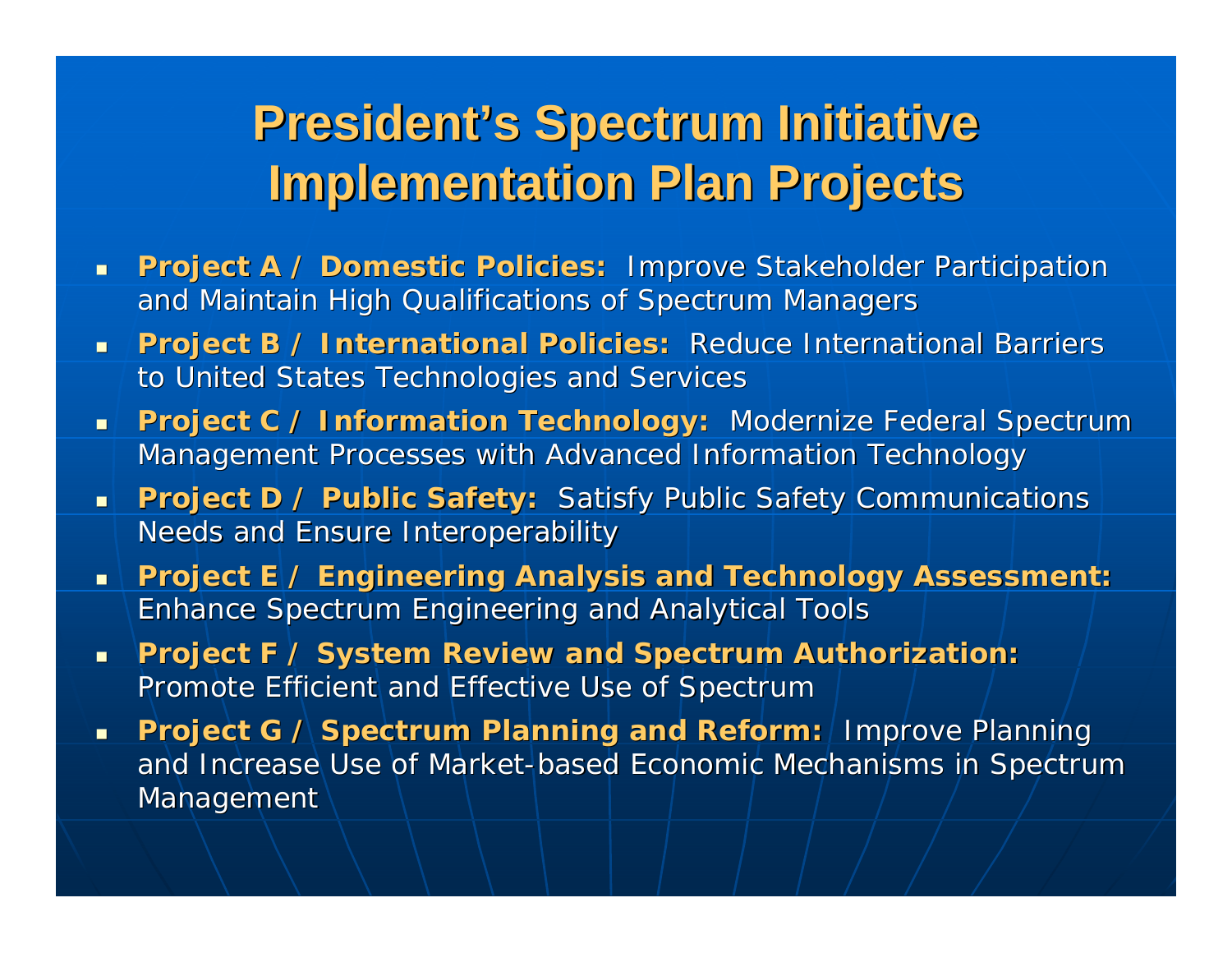# President's Spectrum Initiative Implementation Plan Projects

- **Project A / Domestic Policies:** Improve Stakeholder Participation and Maintain High Qualifications of Spectrum Managers
- **Project B / International Policies:** Reduce International Barriers to United States Technologies and Services
- **Project C / Information Technology:** Modernize Federal Spectrum Management Processes with Advanced Information Technology
- **Project D / Public Safety:** Satisfy Public Safety Communications Needs and Ensure Interoperability
- **Project E / Engineering Analysis and Technology Assessment:** Enhance Spectrum Engineering and Analytical Tools
- **Project F / System Review and Spectrum Authorization:** Promote Efficient and Effective Use of Spectrum
- **Project G / Spectrum Planning and Reform:** Improve Planning and Increase Use of Market-based Economic Mechanisms in Spectrum Management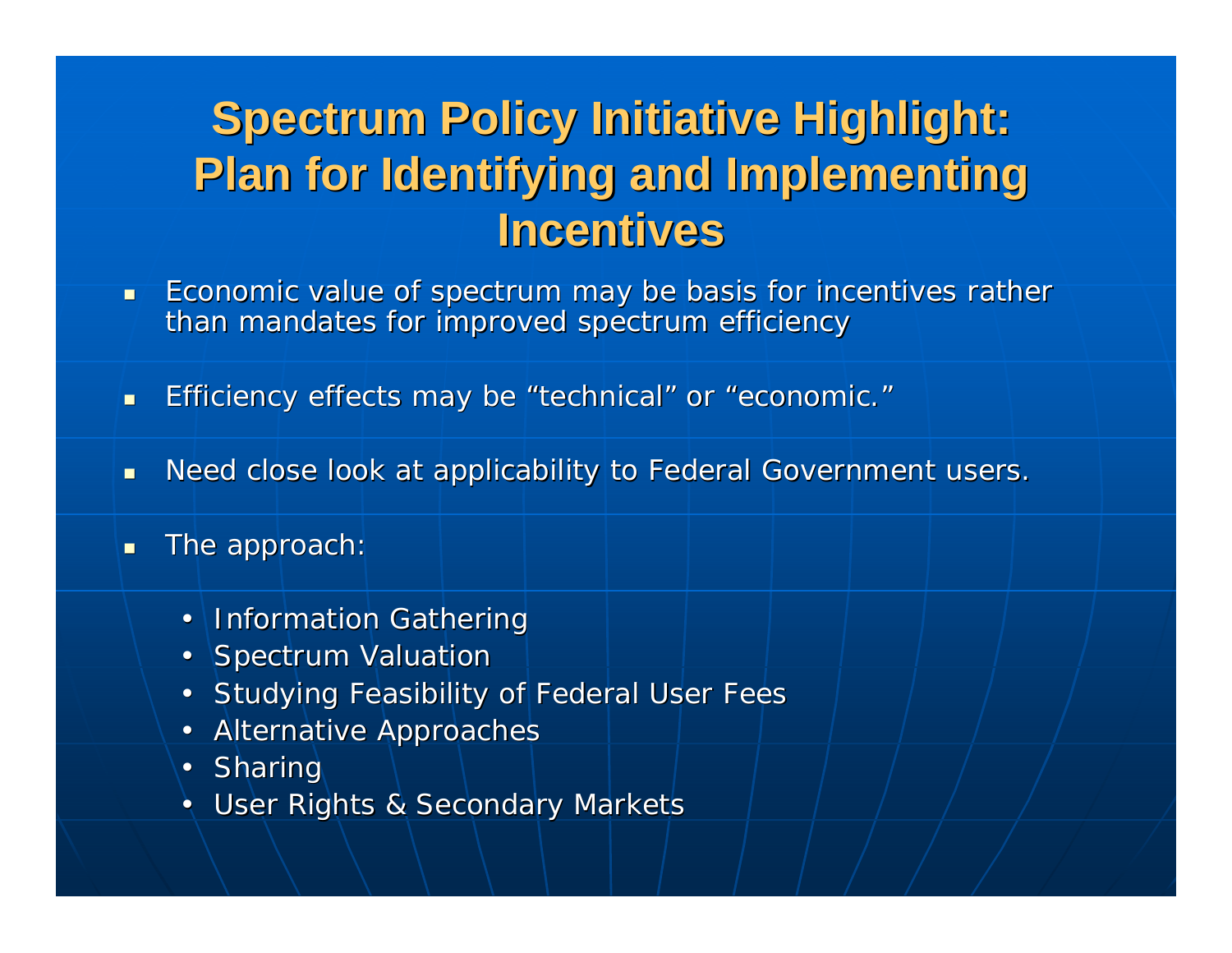# Spectrum Policy Initiative Highlight: Plan for Identifying and Implementing Incentives

- Economic value of spectrum may be basis for incentives rather than mandates for improved spectrum efficiency
- Efficiency effects may be "technical" or "economic."
- Need close look at applicability to Federal Government users.
- The approach:
  - Information Gathering
  - Spectrum Valuation
  - Studying Feasibility of Federal User Fees
  - Alternative Approaches
  - Sharing
  - User Rights & Secondary Markets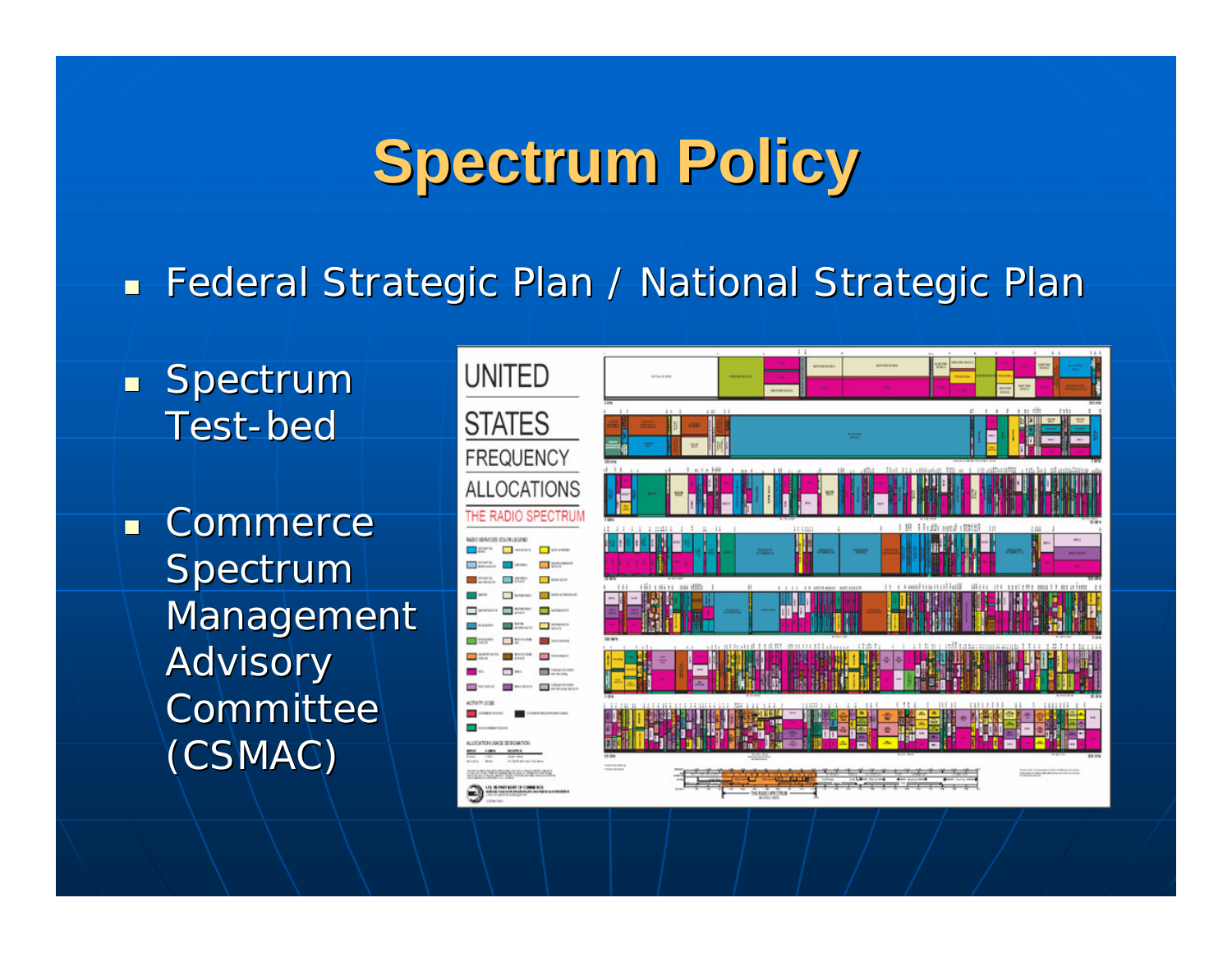# Spectrum Policy

- Federal Strategic Plan / National Strategic Plan
- Spectrum Test-bed
- Commerce Spectrum Management Advisory Committee (CSMAC)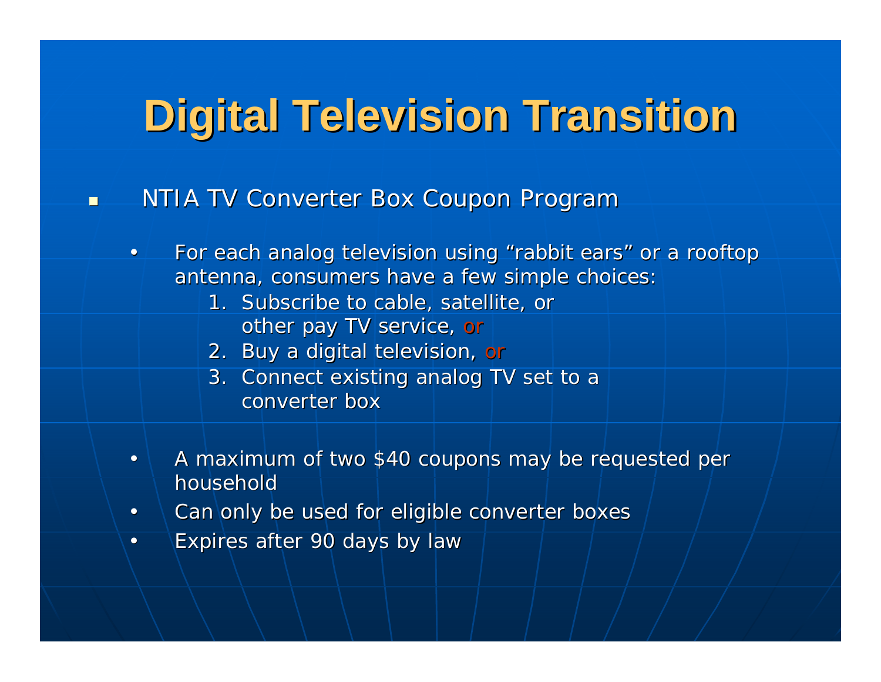# Digital Television Transition

- NTIA TV Converter Box Coupon Program
  - For each analog television using "rabbit ears" or a rooftop antenna, consumers have a few simple choices:
    1. Subscribe to cable, satellite, or other pay TV service, or
    2. Buy a digital television, or
    3. Connect existing analog TV set to a converter box
  - A maximum of two $40 coupons may be requested per household
  - Can only be used for eligible converter boxes
  - Expires after 90 days by law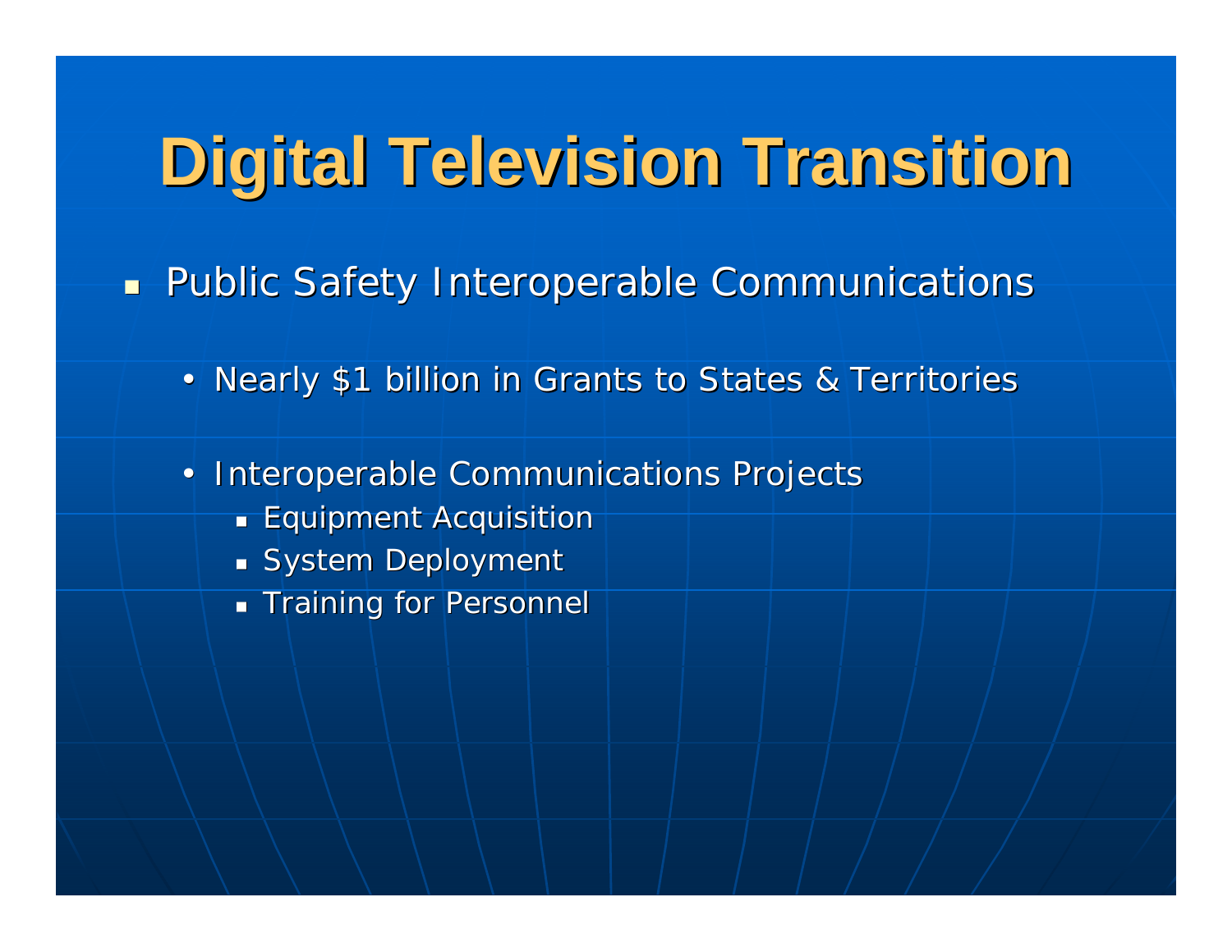# Digital Television Transition

- Public Safety Interoperable Communications
  - Nearly $1 billion in Grants to States & Territories
  - Interoperable Communications Projects
    - Equipment Acquisition
    - System Deployment
    - Training for Personnel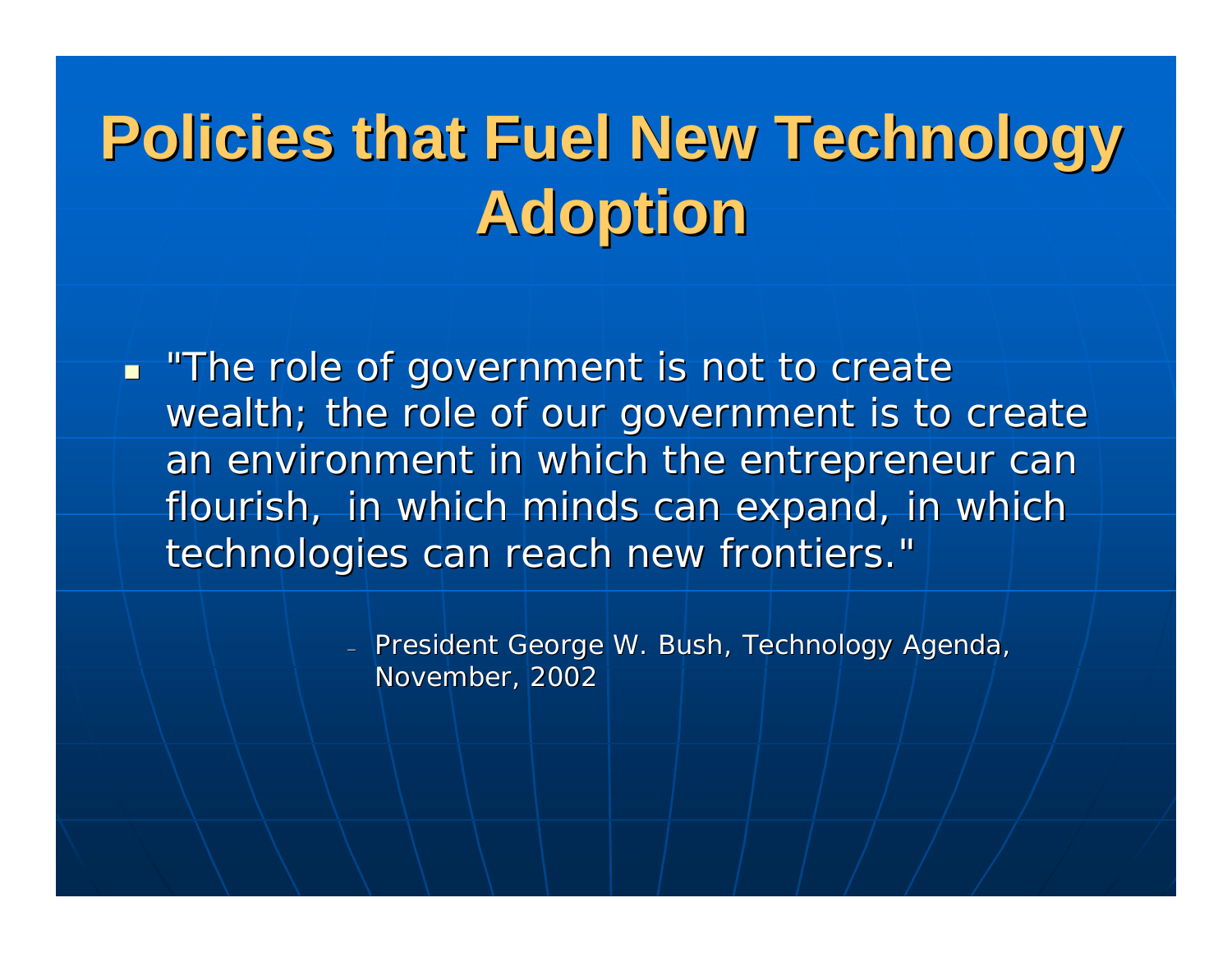# Policies that Fuel New Technology Adoption

- "The role of government is not to create wealth; the role of our government is to create an environment in which the entrepreneur can flourish,  in which minds can expand, in which technologies can reach new frontiers."

  - President George W. Bush, Technology Agenda, November, 2002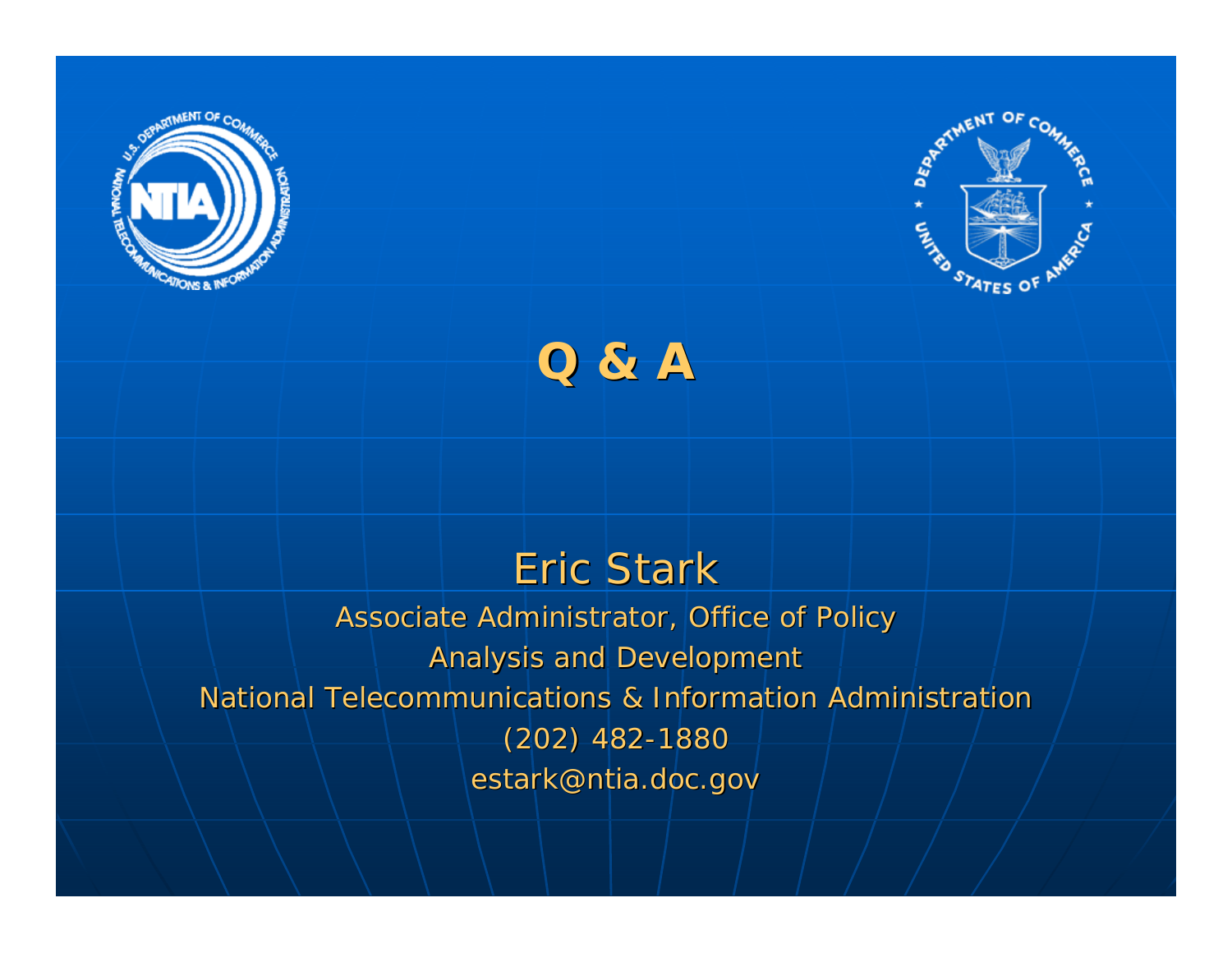# Q & A

## Eric Stark

Associate Administrator, Office of Policy Analysis and Development

National Telecommunications & Information Administration

(202) 482-1880

estark@ntia.doc.gov